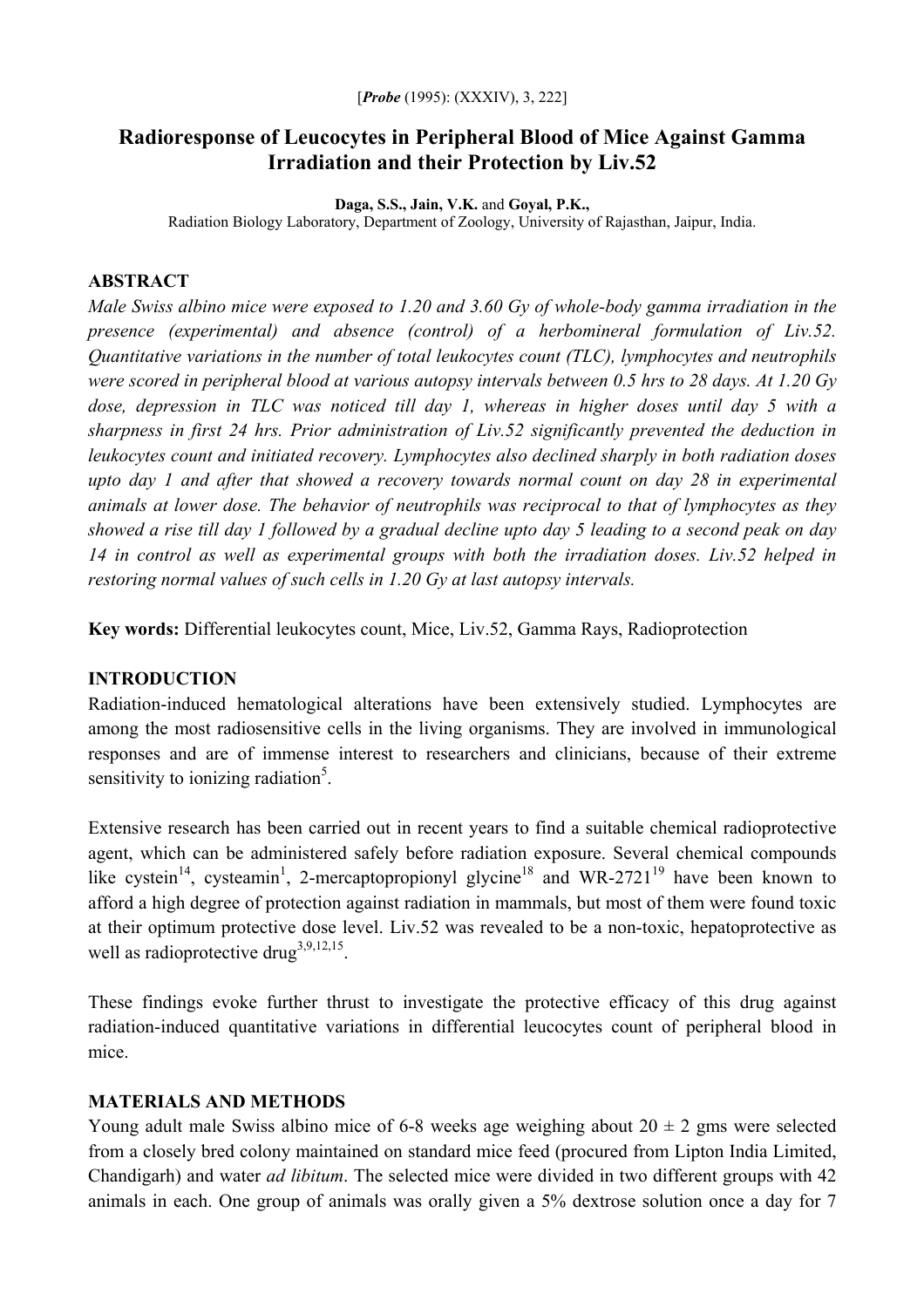# Radioresponse of Leucocytes in Peripheral Blood of Mice Against Gamma Irradiation and their Protection by Liv.52

**Daga, S.S., Jain, V.K.** and **Goyal, P.K.,**

Radiation Biology Laboratory, Department of Zoology, University of Rajasthan, Jaipur, India.

## ABSTRACT

*Male Swiss albino mice were exposed to 1.20 and 3.60 Gy of whole-body gamma irradiation in the presence (experimental) and absence (control) of a herbomineral formulation of Liv.52. Quantitative variations in the number of total leukocytes count (TLC), lymphocytes and neutrophils were scored in peripheral blood at various autopsy intervals between 0.5 hrs to 28 days. At 1.20 Gy dose, depression in TLC was noticed till day 1, whereas in higher doses until day 5 with a sharpness in first 24 hrs. Prior administration of Liv.52 significantly prevented the deduction in leukocytes count and initiated recovery. Lymphocytes also declined sharply in both radiation doses upto day 1 and after that showed a recovery towards normal count on day 28 in experimental animals at lower dose. The behavior of neutrophils was reciprocal to that of lymphocytes as they showed a rise till day 1 followed by a gradual decline upto day 5 leading to a second peak on day 14 in control as well as experimental groups with both the irradiation doses. Liv.52 helped in restoring normal values of such cells in 1.20 Gy at last autopsy intervals.*

**Key words:** Differential leukocytes count, Mice, Liv.52, Gamma Rays, Radioprotection

## INTRODUCTION

Radiation-induced hematological alterations have been extensively studied. Lymphocytes are among the most radiosensitive cells in the living organisms. They are involved in immunological responses and are of immense interest to researchers and clinicians, because of their extreme sensitivity to ionizing radiation[5].

Extensive research has been carried out in recent years to find a suitable chemical radioprotective agent, which can be administered safely before radiation exposure. Several chemical compounds like cystein[14], cysteamin[1], 2-mercaptopropionyl glycine[18] and WR-2721[19] have been known to afford a high degree of protection against radiation in mammals, but most of them were found toxic at their optimum protective dose level. Liv.52 was revealed to be a non-toxic, hepatoprotective as well as radioprotective drug[3,9,12,15].

These findings evoke further thrust to investigate the protective efficacy of this drug against radiation-induced quantitative variations in differential leucocytes count of peripheral blood in mice.

## MATERIALS AND METHODS

Young adult male Swiss albino mice of 6-8 weeks age weighing about 20 ± 2 gms were selected from a closely bred colony maintained on standard mice feed (procured from Lipton India Limited, Chandigarh) and water *ad libitum*. The selected mice were divided in two different groups with 42 animals in each. One group of animals was orally given a 5% dextrose solution once a day for 7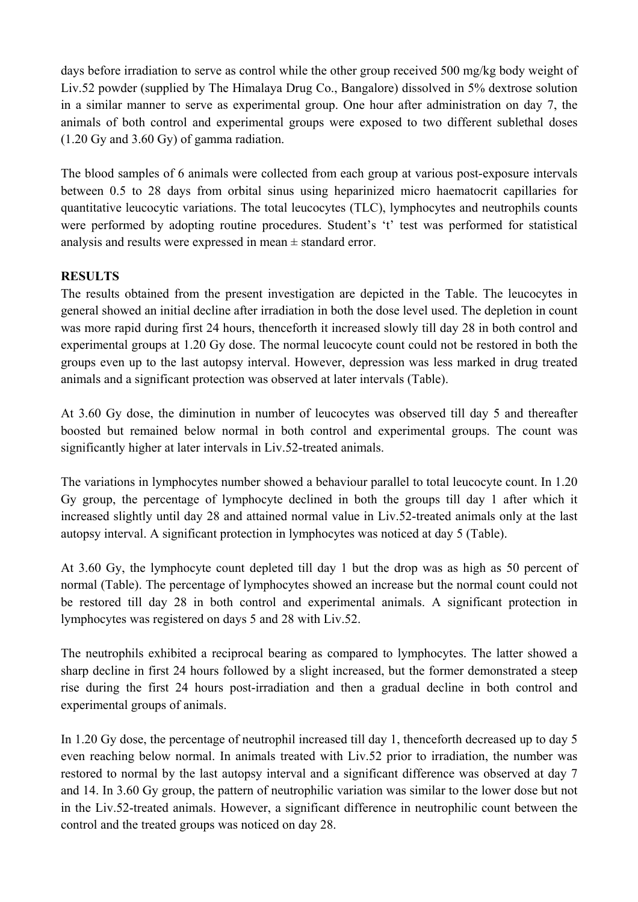days before irradiation to serve as control while the other group received 500 mg/kg body weight of Liv.52 powder (supplied by The Himalaya Drug Co., Bangalore) dissolved in 5% dextrose solution in a similar manner to serve as experimental group. One hour after administration on day 7, the animals of both control and experimental groups were exposed to two different sublethal doses (1.20 Gy and 3.60 Gy) of gamma radiation.

The blood samples of 6 animals were collected from each group at various post-exposure intervals between 0.5 to 28 days from orbital sinus using heparinized micro haematocrit capillaries for quantitative leucocytic variations. The total leucocytes (TLC), lymphocytes and neutrophils counts were performed by adopting routine procedures. Student's 't' test was performed for statistical analysis and results were expressed in mean ± standard error.

## RESULTS

The results obtained from the present investigation are depicted in the Table. The leucocytes in general showed an initial decline after irradiation in both the dose level used. The depletion in count was more rapid during first 24 hours, thenceforth it increased slowly till day 28 in both control and experimental groups at 1.20 Gy dose. The normal leucocyte count could not be restored in both the groups even up to the last autopsy interval. However, depression was less marked in drug treated animals and a significant protection was observed at later intervals (Table).

At 3.60 Gy dose, the diminution in number of leucocytes was observed till day 5 and thereafter boosted but remained below normal in both control and experimental groups. The count was significantly higher at later intervals in Liv.52-treated animals.

The variations in lymphocytes number showed a behaviour parallel to total leucocyte count. In 1.20 Gy group, the percentage of lymphocyte declined in both the groups till day 1 after which it increased slightly until day 28 and attained normal value in Liv.52-treated animals only at the last autopsy interval. A significant protection in lymphocytes was noticed at day 5 (Table).

At 3.60 Gy, the lymphocyte count depleted till day 1 but the drop was as high as 50 percent of normal (Table). The percentage of lymphocytes showed an increase but the normal count could not be restored till day 28 in both control and experimental animals. A significant protection in lymphocytes was registered on days 5 and 28 with Liv.52.

The neutrophils exhibited a reciprocal bearing as compared to lymphocytes. The latter showed a sharp decline in first 24 hours followed by a slight increased, but the former demonstrated a steep rise during the first 24 hours post-irradiation and then a gradual decline in both control and experimental groups of animals.

In 1.20 Gy dose, the percentage of neutrophil increased till day 1, thenceforth decreased up to day 5 even reaching below normal. In animals treated with Liv.52 prior to irradiation, the number was restored to normal by the last autopsy interval and a significant difference was observed at day 7 and 14. In 3.60 Gy group, the pattern of neutrophilic variation was similar to the lower dose but not in the Liv.52-treated animals. However, a significant difference in neutrophilic count between the control and the treated groups was noticed on day 28.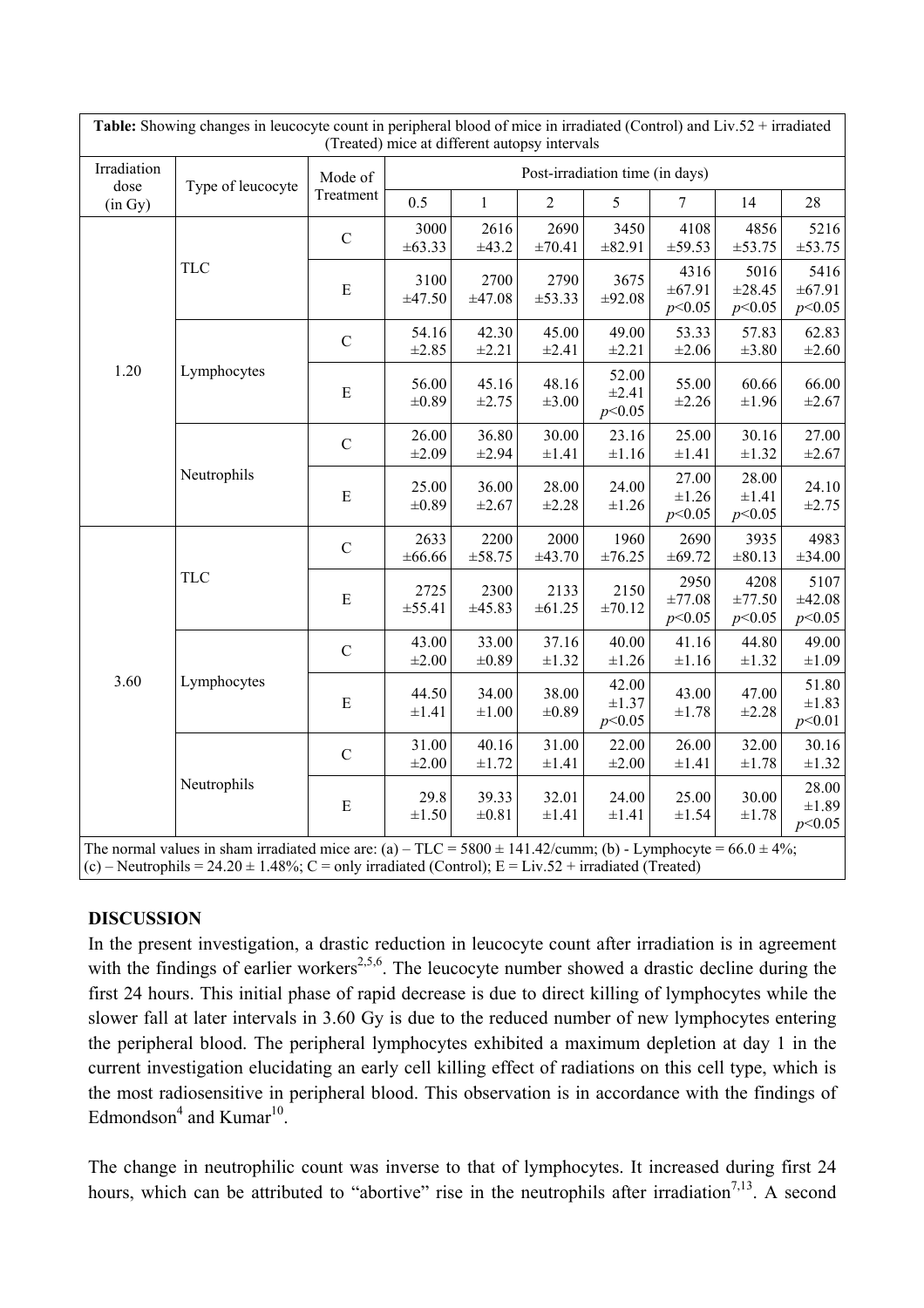**Table:** Showing changes in leucocyte count in peripheral blood of mice in irradiated (Control) and Liv.52 + irradiated (Treated) mice at different autopsy intervals

| Irradiation dose (in Gy) | Type of leucocyte | Mode of Treatment | Post-irradiation time (in days) | | | | | | |
|---|---|---|---|---|---|---|---|---|---|
| | | | 0.5 | 1 | 2 | 5 | 7 | 14 | 28 |
| 1.20 | TLC | C | 3000 ±63.33 | 2616 ±43.2 | 2690 ±70.41 | 3450 ±82.91 | 4108 ±59.53 | 4856 ±53.75 | 5216 ±53.75 |
| | | E | 3100 ±47.50 | 2700 ±47.08 | 2790 ±53.33 | 3675 ±92.08 | 4316 ±67.91 $p<0.05$ | 5016 ±28.45 $p<0.05$ | 5416 ±67.91 $p<0.05$ |
| | Lymphocytes | C | 54.16 ±2.85 | 42.30 ±2.21 | 45.00 ±2.41 | 49.00 ±2.21 | 53.33 ±2.06 | 57.83 ±3.80 | 62.83 ±2.60 |
| | | E | 56.00 ±0.89 | 45.16 ±2.75 | 48.16 ±3.00 | 52.00 ±2.41 $p<0.05$ | 55.00 ±2.26 | 60.66 ±1.96 | 66.00 ±2.67 |
| | Neutrophils | C | 26.00 ±2.09 | 36.80 ±2.94 | 30.00 ±1.41 | 23.16 ±1.16 | 25.00 ±1.41 | 30.16 ±1.32 | 27.00 ±2.67 |
| | | E | 25.00 ±0.89 | 36.00 ±2.67 | 28.00 ±2.28 | 24.00 ±1.26 | 27.00 ±1.26 $p<0.05$ | 28.00 ±1.41 $p<0.05$ | 24.10 ±2.75 |
| 3.60 | TLC | C | 2633 ±66.66 | 2200 ±58.75 | 2000 ±43.70 | 1960 ±76.25 | 2690 ±69.72 | 3935 ±80.13 | 4983 ±34.00 |
| | | E | 2725 ±55.41 | 2300 ±45.83 | 2133 ±61.25 | 2150 ±70.12 | 2950 ±77.08 $p<0.05$ | 4208 ±77.50 $p<0.05$ | 5107 ±42.08 $p<0.05$ |
| | Lymphocytes | C | 43.00 ±2.00 | 33.00 ±0.89 | 37.16 ±1.32 | 40.00 ±1.26 | 41.16 ±1.16 | 44.80 ±1.32 | 49.00 ±1.09 |
| | | E | 44.50 ±1.41 | 34.00 ±1.00 | 38.00 ±0.89 | 42.00 ±1.37 $p<0.05$ | 43.00 ±1.78 | 47.00 ±2.28 | 51.80 ±1.83 $p<0.01$ |
| | Neutrophils | C | 31.00 ±2.00 | 40.16 ±1.72 | 31.00 ±1.41 | 22.00 ±2.00 | 26.00 ±1.41 | 32.00 ±1.78 | 30.16 ±1.32 |
| | | E | 29.8 ±1.50 | 39.33 ±0.81 | 32.01 ±1.41 | 24.00 ±1.41 | 25.00 ±1.54 | 30.00 ±1.78 | 28.00 ±1.89 $p<0.05$ |

The normal values in sham irradiated mice are: (a) – TLC = 5800 ± 141.42/cumm; (b) - Lymphocyte = 66.0 ± 4%; (c) – Neutrophils = 24.20 ± 1.48%; C = only irradiated (Control); E = Liv.52 + irradiated (Treated)

## DISCUSSION

In the present investigation, a drastic reduction in leucocyte count after irradiation is in agreement with the findings of earlier workers[2,5,6]. The leucocyte number showed a drastic decline during the first 24 hours. This initial phase of rapid decrease is due to direct killing of lymphocytes while the slower fall at later intervals in 3.60 Gy is due to the reduced number of new lymphocytes entering the peripheral blood. The peripheral lymphocytes exhibited a maximum depletion at day 1 in the current investigation elucidating an early cell killing effect of radiations on this cell type, which is the most radiosensitive in peripheral blood. This observation is in accordance with the findings of Edmondson[4] and Kumar[10].

The change in neutrophilic count was inverse to that of lymphocytes. It increased during first 24 hours, which can be attributed to "abortive" rise in the neutrophils after irradiation[7,13]. A second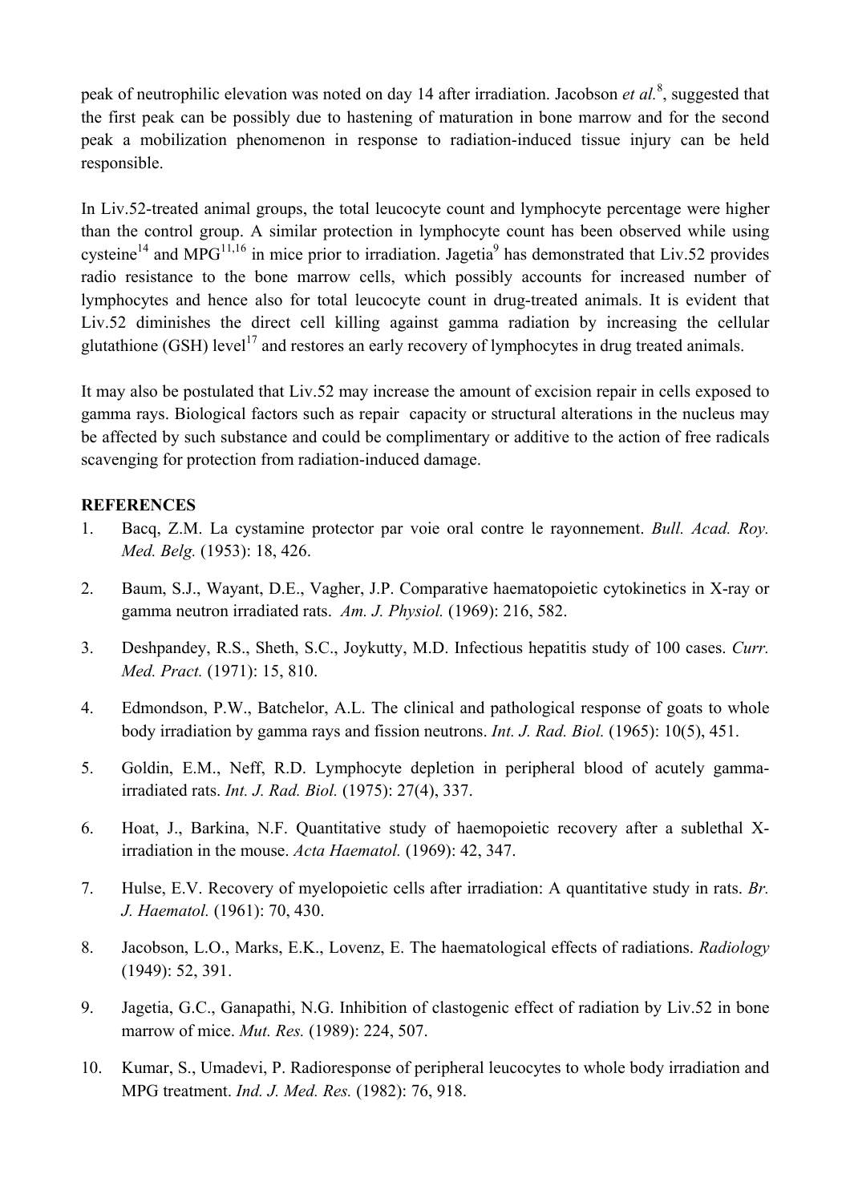peak of neutrophilic elevation was noted on day 14 after irradiation. Jacobson *et al.*[8], suggested that the first peak can be possibly due to hastening of maturation in bone marrow and for the second peak a mobilization phenomenon in response to radiation-induced tissue injury can be held responsible.

In Liv.52-treated animal groups, the total leucocyte count and lymphocyte percentage were higher than the control group. A similar protection in lymphocyte count has been observed while using cysteine[14] and MPG[11,16] in mice prior to irradiation. Jagetia[9] has demonstrated that Liv.52 provides radio resistance to the bone marrow cells, which possibly accounts for increased number of lymphocytes and hence also for total leucocyte count in drug-treated animals. It is evident that Liv.52 diminishes the direct cell killing against gamma radiation by increasing the cellular glutathione (GSH) level[17] and restores an early recovery of lymphocytes in drug treated animals.

It may also be postulated that Liv.52 may increase the amount of excision repair in cells exposed to gamma rays. Biological factors such as repair capacity or structural alterations in the nucleus may be affected by such substance and could be complimentary or additive to the action of free radicals scavenging for protection from radiation-induced damage.

**REFERENCES**

1. Bacq, Z.M. La cystamine protector par voie oral contre le rayonnement. *Bull. Acad. Roy. Med. Belg.* (1953): 18, 426.

2. Baum, S.J., Wayant, D.E., Vagher, J.P. Comparative haematopoietic cytokinetics in X-ray or gamma neutron irradiated rats. *Am. J. Physiol.* (1969): 216, 582.

3. Deshpandey, R.S., Sheth, S.C., Joykutty, M.D. Infectious hepatitis study of 100 cases. *Curr. Med. Pract.* (1971): 15, 810.

4. Edmondson, P.W., Batchelor, A.L. The clinical and pathological response of goats to whole body irradiation by gamma rays and fission neutrons. *Int. J. Rad. Biol.* (1965): 10(5), 451.

5. Goldin, E.M., Neff, R.D. Lymphocyte depletion in peripheral blood of acutely gamma-irradiated rats. *Int. J. Rad. Biol.* (1975): 27(4), 337.

6. Hoat, J., Barkina, N.F. Quantitative study of haemopoietic recovery after a sublethal X-irradiation in the mouse. *Acta Haematol.* (1969): 42, 347.

7. Hulse, E.V. Recovery of myelopoietic cells after irradiation: A quantitative study in rats. *Br. J. Haematol.* (1961): 70, 430.

8. Jacobson, L.O., Marks, E.K., Lovenz, E. The haematological effects of radiations. *Radiology* (1949): 52, 391.

9. Jagetia, G.C., Ganapathi, N.G. Inhibition of clastogenic effect of radiation by Liv.52 in bone marrow of mice. *Mut. Res.* (1989): 224, 507.

10. Kumar, S., Umadevi, P. Radioresponse of peripheral leucocytes to whole body irradiation and MPG treatment. *Ind. J. Med. Res.* (1982): 76, 918.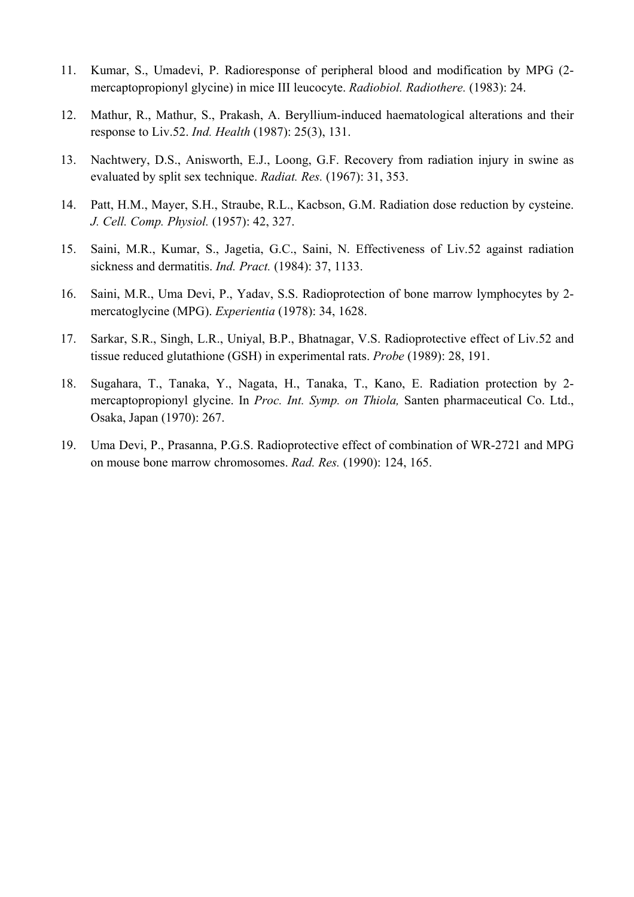11. Kumar, S., Umadevi, P. Radioresponse of peripheral blood and modification by MPG (2-mercaptopropionyl glycine) in mice III leucocyte. *Radiobiol. Radiothere.* (1983): 24.

12. Mathur, R., Mathur, S., Prakash, A. Beryllium-induced haematological alterations and their response to Liv.52. *Ind. Health* (1987): 25(3), 131.

13. Nachtwery, D.S., Anisworth, E.J., Loong, G.F. Recovery from radiation injury in swine as evaluated by split sex technique. *Radiat. Res.* (1967): 31, 353.

14. Patt, H.M., Mayer, S.H., Straube, R.L., Kacbson, G.M. Radiation dose reduction by cysteine. *J. Cell. Comp. Physiol.* (1957): 42, 327.

15. Saini, M.R., Kumar, S., Jagetia, G.C., Saini, N. Effectiveness of Liv.52 against radiation sickness and dermatitis. *Ind. Pract.* (1984): 37, 1133.

16. Saini, M.R., Uma Devi, P., Yadav, S.S. Radioprotection of bone marrow lymphocytes by 2-mercatoglycine (MPG). *Experientia* (1978): 34, 1628.

17. Sarkar, S.R., Singh, L.R., Uniyal, B.P., Bhatnagar, V.S. Radioprotective effect of Liv.52 and tissue reduced glutathione (GSH) in experimental rats. *Probe* (1989): 28, 191.

18. Sugahara, T., Tanaka, Y., Nagata, H., Tanaka, T., Kano, E. Radiation protection by 2-mercaptopropionyl glycine. In *Proc. Int. Symp. on Thiola,* Santen pharmaceutical Co. Ltd., Osaka, Japan (1970): 267.

19. Uma Devi, P., Prasanna, P.G.S. Radioprotective effect of combination of WR-2721 and MPG on mouse bone marrow chromosomes. *Rad. Res.* (1990): 124, 165.